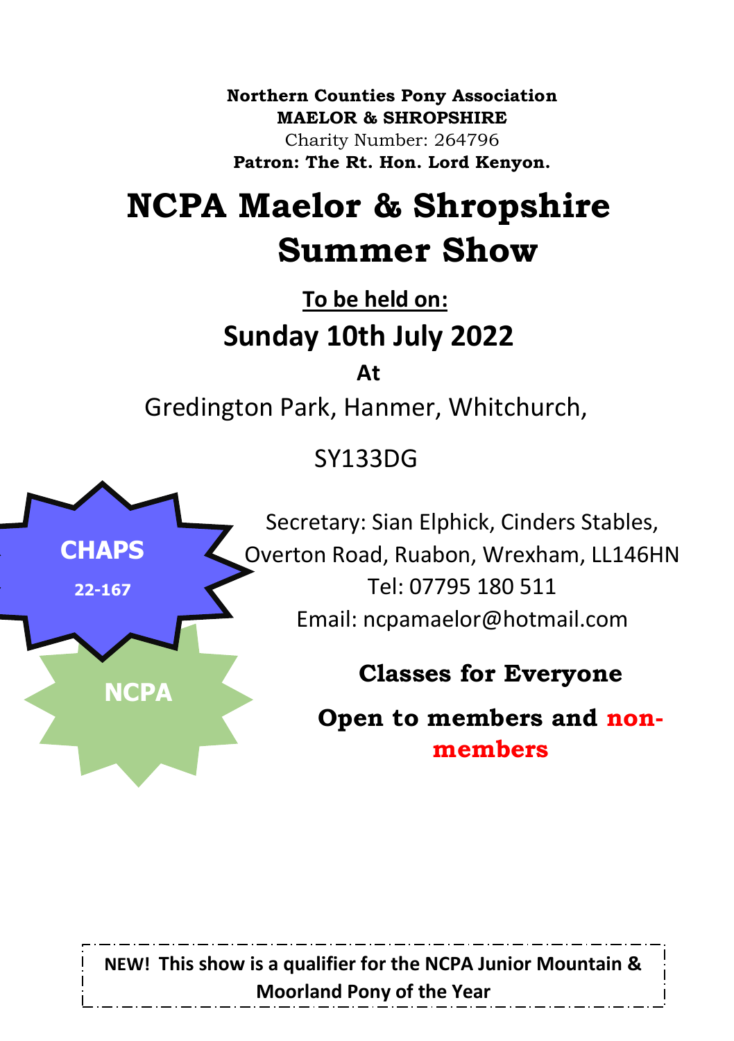**Northern Counties Pony Association**
**MAELOR & SHROPSHIRE**
Charity Number: 264796
**Patron: The Rt. Hon. Lord Kenyon.**

# NCPA Maelor & Shropshire Summer Show

**To be held on:**

## Sunday 10th July 2022

**At**

Gredington Park, Hanmer, Whitchurch,

SY133DG

**CHAPS**

**22-167**

**NCPA**

Secretary: Sian Elphick, Cinders Stables, Overton Road, Ruabon, Wrexham, LL146HN
Tel: 07795 180 511
Email: ncpamaelor@hotmail.com

**Classes for Everyone**

**Open to members and non-members**

**NEW! This show is a qualifier for the NCPA Junior Mountain & Moorland Pony of the Year**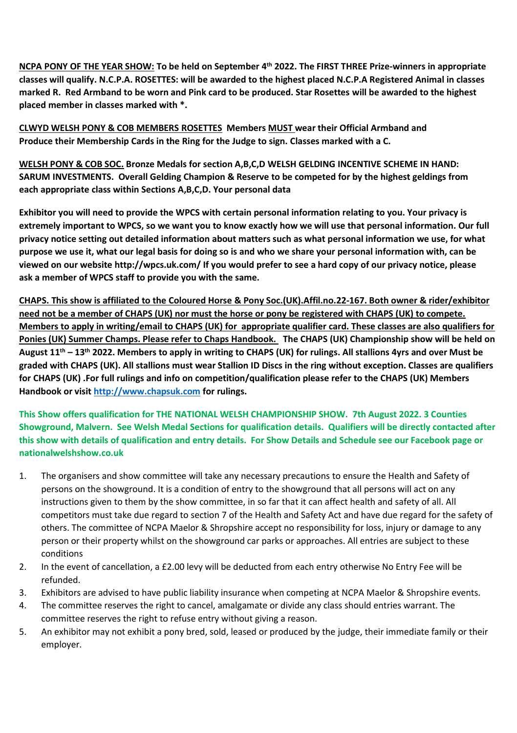**NCPA PONY OF THE YEAR SHOW: To be held on September 4th 2022. The FIRST THREE Prize-winners in appropriate classes will qualify. N.C.P.A. ROSETTES: will be awarded to the highest placed N.C.P.A Registered Animal in classes marked R. Red Armband to be worn and Pink card to be produced. Star Rosettes will be awarded to the highest placed member in classes marked with *.**

**CLWYD WELSH PONY & COB MEMBERS ROSETTES Members MUST wear their Official Armband and Produce their Membership Cards in the Ring for the Judge to sign. Classes marked with a C.**

**WELSH PONY & COB SOC. Bronze Medals for section A,B,C,D WELSH GELDING INCENTIVE SCHEME IN HAND: SARUM INVESTMENTS. Overall Gelding Champion & Reserve to be competed for by the highest geldings from each appropriate class within Sections A,B,C,D. Your personal data**

**Exhibitor you will need to provide the WPCS with certain personal information relating to you. Your privacy is extremely important to WPCS, so we want you to know exactly how we will use that personal information. Our full privacy notice setting out detailed information about matters such as what personal information we use, for what purpose we use it, what our legal basis for doing so is and who we share your personal information with, can be viewed on our website http://wpcs.uk.com/ If you would prefer to see a hard copy of our privacy notice, please ask a member of WPCS staff to provide you with the same.**

**CHAPS. This show is affiliated to the Coloured Horse & Pony Soc.(UK).Affil.no.22-167. Both owner & rider/exhibitor need not be a member of CHAPS (UK) nor must the horse or pony be registered with CHAPS (UK) to compete. Members to apply in writing/email to CHAPS (UK) for appropriate qualifier card. These classes are also qualifiers for Ponies (UK) Summer Champs. Please refer to Chaps Handbook. The CHAPS (UK) Championship show will be held on August 11th – 13th 2022. Members to apply in writing to CHAPS (UK) for rulings. All stallions 4yrs and over Must be graded with CHAPS (UK). All stallions must wear Stallion ID Discs in the ring without exception. Classes are qualifiers for CHAPS (UK) .For full rulings and info on competition/qualification please refer to the CHAPS (UK) Members Handbook or visit http://www.chapsuk.com for rulings.**

**This Show offers qualification for THE NATIONAL WELSH CHAMPIONSHIP SHOW. 7th August 2022. 3 Counties Showground, Malvern. See Welsh Medal Sections for qualification details. Qualifiers will be directly contacted after this show with details of qualification and entry details. For Show Details and Schedule see our Facebook page or nationalwelshshow.co.uk**

1. The organisers and show committee will take any necessary precautions to ensure the Health and Safety of persons on the showground. It is a condition of entry to the showground that all persons will act on any instructions given to them by the show committee, in so far that it can affect health and safety of all. All competitors must take due regard to section 7 of the Health and Safety Act and have due regard for the safety of others. The committee of NCPA Maelor & Shropshire accept no responsibility for loss, injury or damage to any person or their property whilst on the showground car parks or approaches. All entries are subject to these conditions
2. In the event of cancellation, a £2.00 levy will be deducted from each entry otherwise No Entry Fee will be refunded.
3. Exhibitors are advised to have public liability insurance when competing at NCPA Maelor & Shropshire events.
4. The committee reserves the right to cancel, amalgamate or divide any class should entries warrant. The committee reserves the right to refuse entry without giving a reason.
5. An exhibitor may not exhibit a pony bred, sold, leased or produced by the judge, their immediate family or their employer.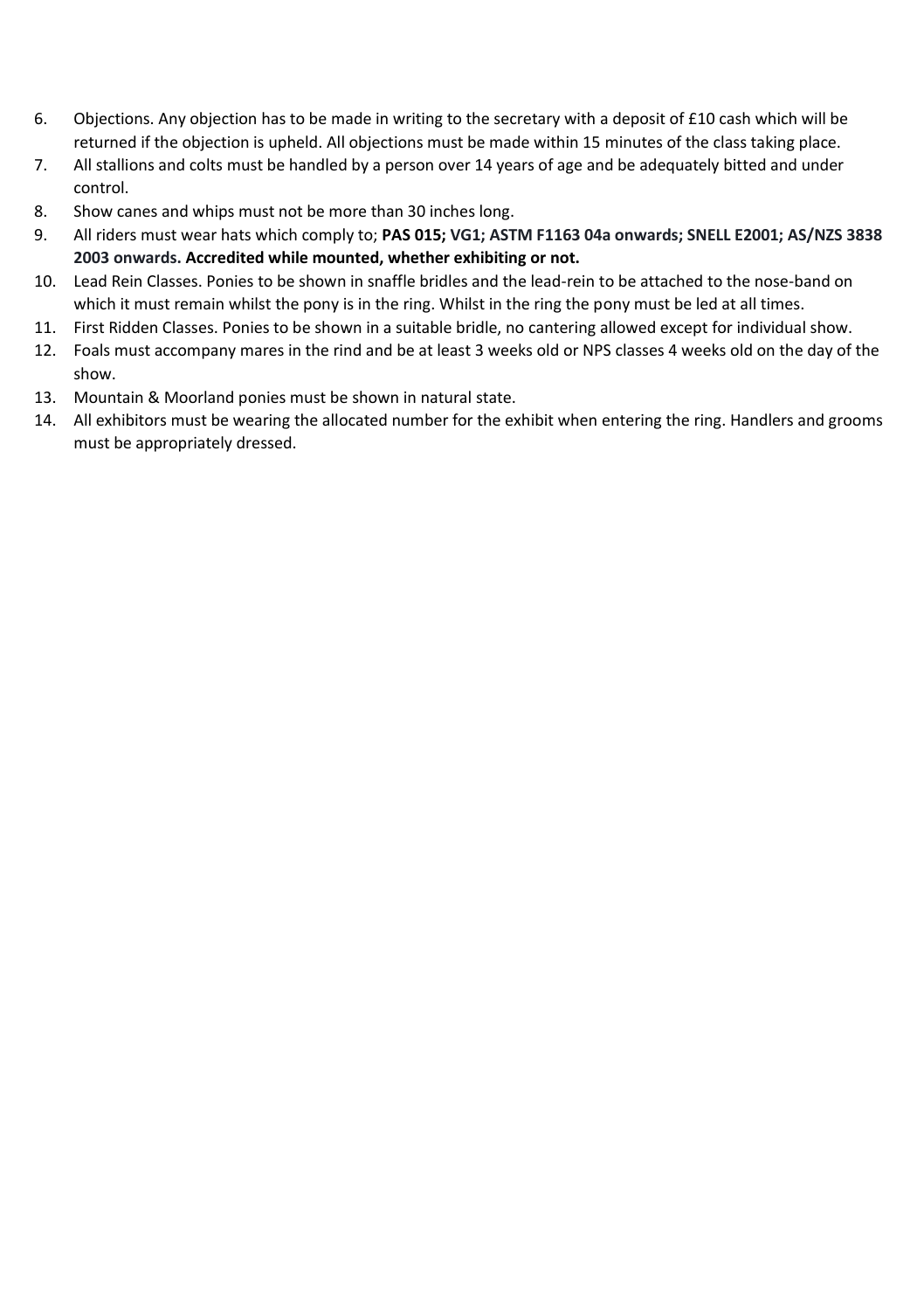6. Objections. Any objection has to be made in writing to the secretary with a deposit of £10 cash which will be returned if the objection is upheld. All objections must be made within 15 minutes of the class taking place.
7. All stallions and colts must be handled by a person over 14 years of age and be adequately bitted and under control.
8. Show canes and whips must not be more than 30 inches long.
9. All riders must wear hats which comply to; **PAS 015; VG1; ASTM F1163 04a onwards; SNELL E2001; AS/NZS 3838 2003 onwards. Accredited while mounted, whether exhibiting or not.**
10. Lead Rein Classes. Ponies to be shown in snaffle bridles and the lead-rein to be attached to the nose-band on which it must remain whilst the pony is in the ring. Whilst in the ring the pony must be led at all times.
11. First Ridden Classes. Ponies to be shown in a suitable bridle, no cantering allowed except for individual show.
12. Foals must accompany mares in the rind and be at least 3 weeks old or NPS classes 4 weeks old on the day of the show.
13. Mountain & Moorland ponies must be shown in natural state.
14. All exhibitors must be wearing the allocated number for the exhibit when entering the ring. Handlers and grooms must be appropriately dressed.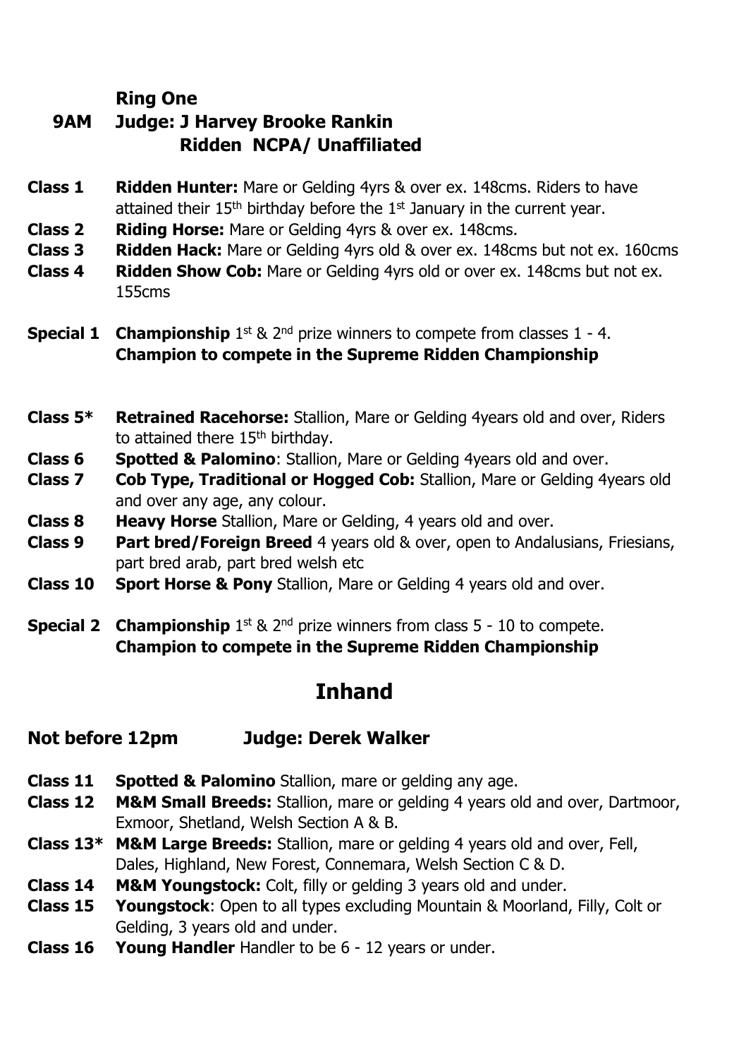**Ring One**

**9AM Judge: J Harvey Brooke Rankin**

**Ridden NCPA/ Unaffiliated**

**Class 1** **Ridden Hunter:** Mare or Gelding 4yrs & over ex. 148cms. Riders to have attained their 15th birthday before the 1st January in the current year.

**Class 2** **Riding Horse:** Mare or Gelding 4yrs & over ex. 148cms.

**Class 3** **Ridden Hack:** Mare or Gelding 4yrs old & over ex. 148cms but not ex. 160cms

**Class 4** **Ridden Show Cob:** Mare or Gelding 4yrs old or over ex. 148cms but not ex. 155cms

**Special 1** **Championship** 1st & 2nd prize winners to compete from classes 1 - 4. **Champion to compete in the Supreme Ridden Championship**

**Class 5*** **Retrained Racehorse:** Stallion, Mare or Gelding 4years old and over, Riders to attained there 15th birthday.

**Class 6** **Spotted & Palomino**: Stallion, Mare or Gelding 4years old and over.

**Class 7** **Cob Type, Traditional or Hogged Cob:** Stallion, Mare or Gelding 4years old and over any age, any colour.

**Class 8** **Heavy Horse** Stallion, Mare or Gelding, 4 years old and over.

**Class 9** **Part bred/Foreign Breed** 4 years old & over, open to Andalusians, Friesians, part bred arab, part bred welsh etc

**Class 10** **Sport Horse & Pony** Stallion, Mare or Gelding 4 years old and over.

**Special 2** **Championship** 1st & 2nd prize winners from class 5 - 10 to compete. **Champion to compete in the Supreme Ridden Championship**

## Inhand

**Not before 12pm Judge: Derek Walker**

**Class 11** **Spotted & Palomino** Stallion, mare or gelding any age.

**Class 12** **M&M Small Breeds:** Stallion, mare or gelding 4 years old and over, Dartmoor, Exmoor, Shetland, Welsh Section A & B.

**Class 13*** **M&M Large Breeds:** Stallion, mare or gelding 4 years old and over, Fell, Dales, Highland, New Forest, Connemara, Welsh Section C & D.

**Class 14** **M&M Youngstock:** Colt, filly or gelding 3 years old and under.

**Class 15** **Youngstock**: Open to all types excluding Mountain & Moorland, Filly, Colt or Gelding, 3 years old and under.

**Class 16** **Young Handler** Handler to be 6 - 12 years or under.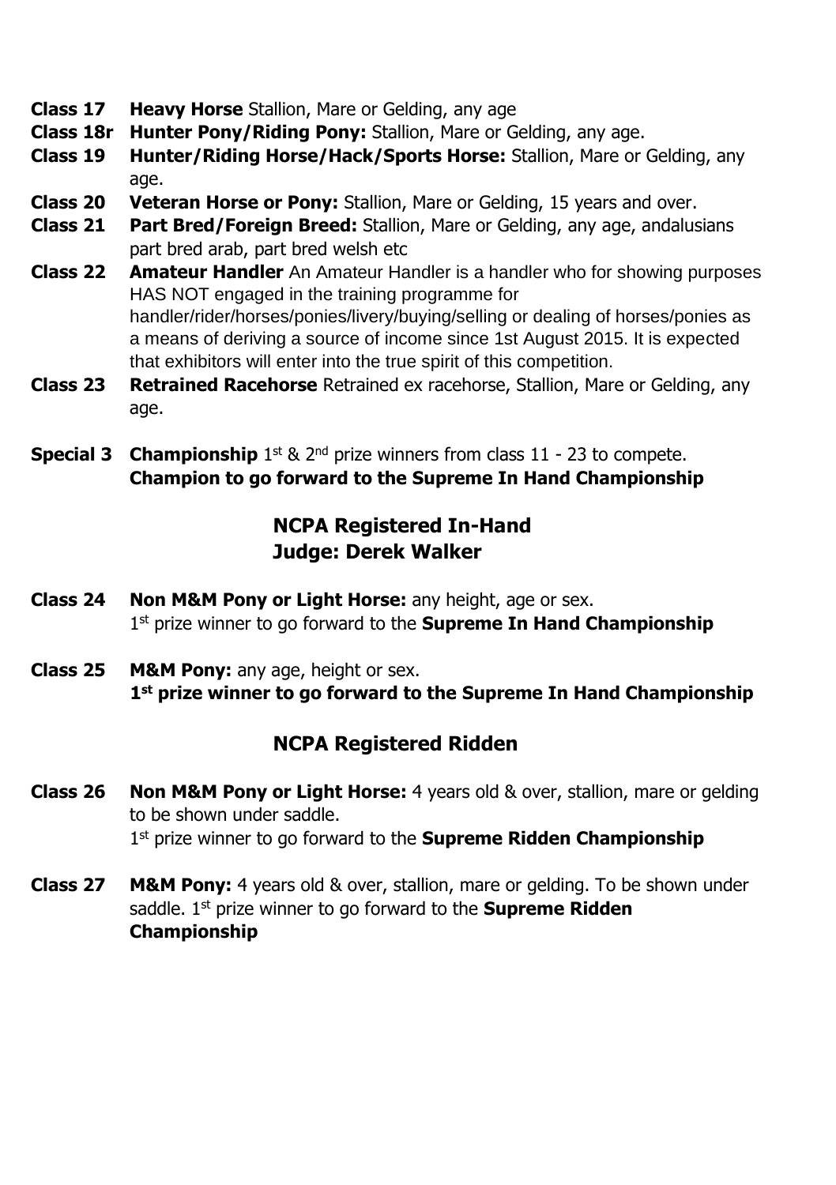**Class 17** **Heavy Horse** Stallion, Mare or Gelding, any age

**Class 18r** **Hunter Pony/Riding Pony:** Stallion, Mare or Gelding, any age.

**Class 19** **Hunter/Riding Horse/Hack/Sports Horse:** Stallion, Mare or Gelding, any age.

**Class 20** **Veteran Horse or Pony:** Stallion, Mare or Gelding, 15 years and over.

**Class 21** **Part Bred/Foreign Breed:** Stallion, Mare or Gelding, any age, andalusians part bred arab, part bred welsh etc

**Class 22** **Amateur Handler** An Amateur Handler is a handler who for showing purposes HAS NOT engaged in the training programme for handler/rider/horses/ponies/livery/buying/selling or dealing of horses/ponies as a means of deriving a source of income since 1st August 2015. It is expected that exhibitors will enter into the true spirit of this competition.

**Class 23** **Retrained Racehorse** Retrained ex racehorse, Stallion, Mare or Gelding, any age.

**Special 3** **Championship** 1st & 2nd prize winners from class 11 - 23 to compete. **Champion to go forward to the Supreme In Hand Championship**

## NCPA Registered In-Hand

### Judge: Derek Walker

**Class 24** **Non M&M Pony or Light Horse:** any height, age or sex. 1st prize winner to go forward to the **Supreme In Hand Championship**

**Class 25** **M&M Pony:** any age, height or sex. **1st prize winner to go forward to the Supreme In Hand Championship**

## NCPA Registered Ridden

**Class 26** **Non M&M Pony or Light Horse:** 4 years old & over, stallion, mare or gelding to be shown under saddle. 1st prize winner to go forward to the **Supreme Ridden Championship**

**Class 27** **M&M Pony:** 4 years old & over, stallion, mare or gelding. To be shown under saddle. 1st prize winner to go forward to the **Supreme Ridden Championship**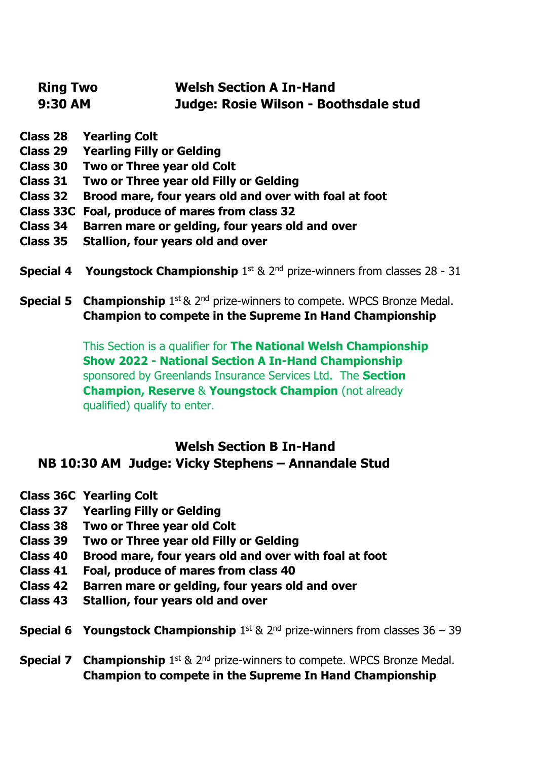## Ring Two — Welsh Section A In-Hand

**9:30 AM — Judge: Rosie Wilson - Boothsdale stud**

**Class 28** **Yearling Colt**
**Class 29** **Yearling Filly or Gelding**
**Class 30** **Two or Three year old Colt**
**Class 31** **Two or Three year old Filly or Gelding**
**Class 32** **Brood mare, four years old and over with foal at foot**
**Class 33C** **Foal, produce of mares from class 32**
**Class 34** **Barren mare or gelding, four years old and over**
**Class 35** **Stallion, four years old and over**

**Special 4** **Youngstock Championship** 1st & 2nd prize-winners from classes 28 - 31

**Special 5** **Championship** 1st & 2nd prize-winners to compete. WPCS Bronze Medal.
**Champion to compete in the Supreme In Hand Championship**

This Section is a qualifier for **The National Welsh Championship Show 2022 - National Section A In-Hand Championship** sponsored by Greenlands Insurance Services Ltd. The **Section Champion, Reserve** & **Youngstock Champion** (not already qualified) qualify to enter.

## Welsh Section B In-Hand

**NB 10:30 AM Judge: Vicky Stephens – Annandale Stud**

**Class 36C** **Yearling Colt**
**Class 37** **Yearling Filly or Gelding**
**Class 38** **Two or Three year old Colt**
**Class 39** **Two or Three year old Filly or Gelding**
**Class 40** **Brood mare, four years old and over with foal at foot**
**Class 41** **Foal, produce of mares from class 40**
**Class 42** **Barren mare or gelding, four years old and over**
**Class 43** **Stallion, four years old and over**

**Special 6** **Youngstock Championship** 1st & 2nd prize-winners from classes 36 – 39

**Special 7** **Championship** 1st & 2nd prize-winners to compete. WPCS Bronze Medal.
**Champion to compete in the Supreme In Hand Championship**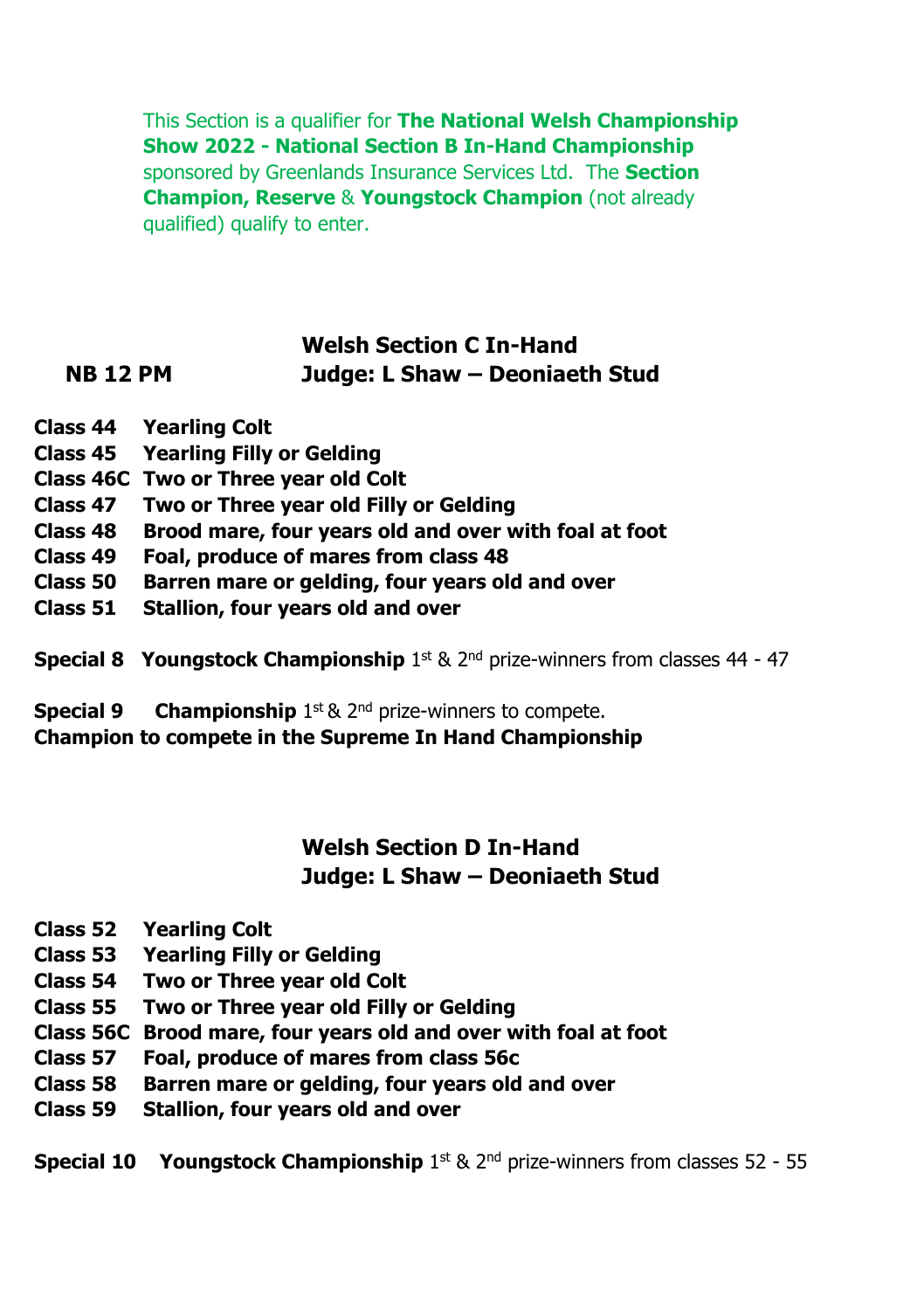This Section is a qualifier for **The National Welsh Championship Show 2022 - National Section B In-Hand Championship** sponsored by Greenlands Insurance Services Ltd. The **Section Champion, Reserve** & **Youngstock Champion** (not already qualified) qualify to enter.

## Welsh Section C In-Hand

**NB 12 PM** **Judge: L Shaw – Deoniaeth Stud**

**Class 44** **Yearling Colt**
**Class 45** **Yearling Filly or Gelding**
**Class 46C** **Two or Three year old Colt**
**Class 47** **Two or Three year old Filly or Gelding**
**Class 48** **Brood mare, four years old and over with foal at foot**
**Class 49** **Foal, produce of mares from class 48**
**Class 50** **Barren mare or gelding, four years old and over**
**Class 51** **Stallion, four years old and over**

**Special 8** **Youngstock Championship** 1st & 2nd prize-winners from classes 44 - 47

**Special 9** **Championship** 1st & 2nd prize-winners to compete.
**Champion to compete in the Supreme In Hand Championship**

## Welsh Section D In-Hand

**Judge: L Shaw – Deoniaeth Stud**

**Class 52** **Yearling Colt**
**Class 53** **Yearling Filly or Gelding**
**Class 54** **Two or Three year old Colt**
**Class 55** **Two or Three year old Filly or Gelding**
**Class 56C** **Brood mare, four years old and over with foal at foot**
**Class 57** **Foal, produce of mares from class 56c**
**Class 58** **Barren mare or gelding, four years old and over**
**Class 59** **Stallion, four years old and over**

**Special 10** **Youngstock Championship** 1st & 2nd prize-winners from classes 52 - 55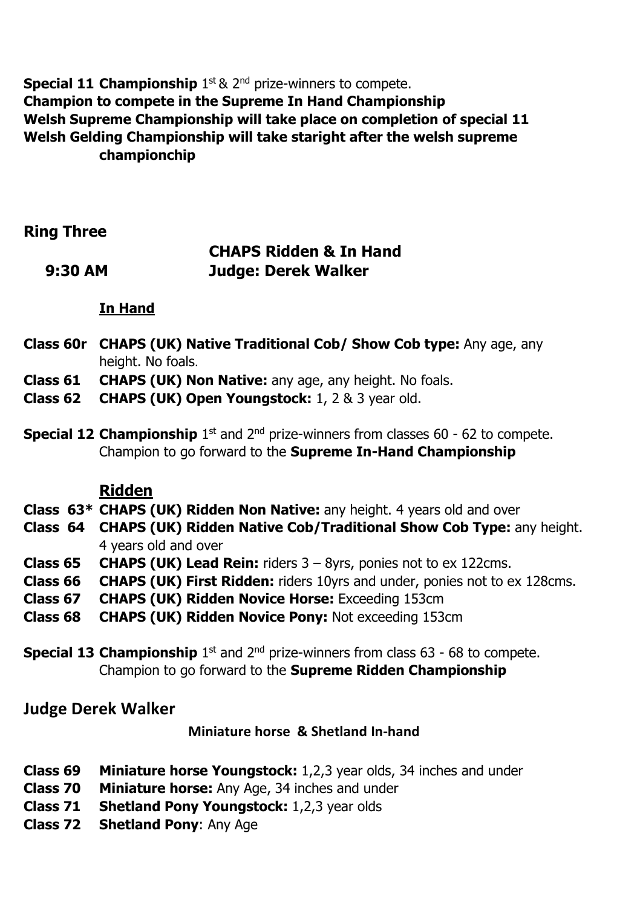**Special 11 Championship** 1st & 2nd prize-winners to compete.
**Champion to compete in the Supreme In Hand Championship**
**Welsh Supreme Championship will take place on completion of special 11**
**Welsh Gelding Championship will take staright after the welsh supreme championchip**

## Ring Three

**9:30 AM** **CHAPS Ridden & In Hand**
**Judge: Derek Walker**

### In Hand

**Class 60r CHAPS (UK) Native Traditional Cob/ Show Cob type:** Any age, any height. No foals.
**Class 61 CHAPS (UK) Non Native:** any age, any height. No foals.
**Class 62 CHAPS (UK) Open Youngstock:** 1, 2 & 3 year old.

**Special 12 Championship** 1st and 2nd prize-winners from classes 60 - 62 to compete. Champion to go forward to the **Supreme In-Hand Championship**

### Ridden

**Class 63* CHAPS (UK) Ridden Non Native:** any height. 4 years old and over
**Class 64 CHAPS (UK) Ridden Native Cob/Traditional Show Cob Type:** any height. 4 years old and over
**Class 65 CHAPS (UK) Lead Rein:** riders 3 – 8yrs, ponies not to ex 122cms.
**Class 66 CHAPS (UK) First Ridden:** riders 10yrs and under, ponies not to ex 128cms.
**Class 67 CHAPS (UK) Ridden Novice Horse:** Exceeding 153cm
**Class 68 CHAPS (UK) Ridden Novice Pony:** Not exceeding 153cm

**Special 13 Championship** 1st and 2nd prize-winners from class 63 - 68 to compete. Champion to go forward to the **Supreme Ridden Championship**

## Judge Derek Walker

**Miniature horse & Shetland In-hand**

**Class 69 Miniature horse Youngstock:** 1,2,3 year olds, 34 inches and under
**Class 70 Miniature horse:** Any Age, 34 inches and under
**Class 71 Shetland Pony Youngstock:** 1,2,3 year olds
**Class 72 Shetland Pony**: Any Age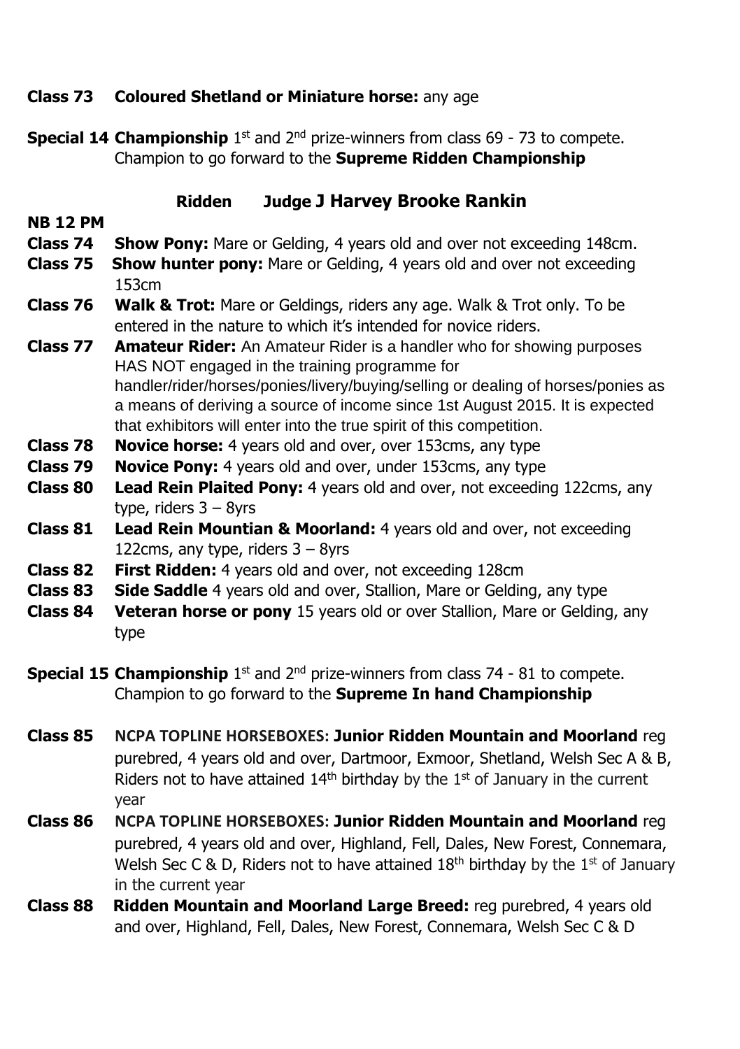**Class 73 Coloured Shetland or Miniature horse:** any age

**Special 14 Championship** 1st and 2nd prize-winners from class 69 - 73 to compete. Champion to go forward to the **Supreme Ridden Championship**

## Ridden Judge J Harvey Brooke Rankin

**NB 12 PM**

**Class 74 Show Pony:** Mare or Gelding, 4 years old and over not exceeding 148cm.

**Class 75 Show hunter pony:** Mare or Gelding, 4 years old and over not exceeding 153cm

**Class 76 Walk & Trot:** Mare or Geldings, riders any age. Walk & Trot only. To be entered in the nature to which it's intended for novice riders.

**Class 77 Amateur Rider:** An Amateur Rider is a handler who for showing purposes HAS NOT engaged in the training programme for handler/rider/horses/ponies/livery/buying/selling or dealing of horses/ponies as a means of deriving a source of income since 1st August 2015. It is expected that exhibitors will enter into the true spirit of this competition.

**Class 78 Novice horse:** 4 years old and over, over 153cms, any type

**Class 79 Novice Pony:** 4 years old and over, under 153cms, any type

**Class 80 Lead Rein Plaited Pony:** 4 years old and over, not exceeding 122cms, any type, riders 3 – 8yrs

**Class 81 Lead Rein Mountian & Moorland:** 4 years old and over, not exceeding 122cms, any type, riders 3 – 8yrs

**Class 82 First Ridden:** 4 years old and over, not exceeding 128cm

**Class 83 Side Saddle** 4 years old and over, Stallion, Mare or Gelding, any type

**Class 84 Veteran horse or pony** 15 years old or over Stallion, Mare or Gelding, any type

**Special 15 Championship** 1st and 2nd prize-winners from class 74 - 81 to compete. Champion to go forward to the **Supreme In hand Championship**

**Class 85 NCPA TOPLINE HORSEBOXES: Junior Ridden Mountain and Moorland** reg purebred, 4 years old and over, Dartmoor, Exmoor, Shetland, Welsh Sec A & B, Riders not to have attained 14th birthday by the 1st of January in the current year

**Class 86 NCPA TOPLINE HORSEBOXES: Junior Ridden Mountain and Moorland** reg purebred, 4 years old and over, Highland, Fell, Dales, New Forest, Connemara, Welsh Sec C & D, Riders not to have attained 18th birthday by the 1st of January in the current year

**Class 88 Ridden Mountain and Moorland Large Breed:** reg purebred, 4 years old and over, Highland, Fell, Dales, New Forest, Connemara, Welsh Sec C & D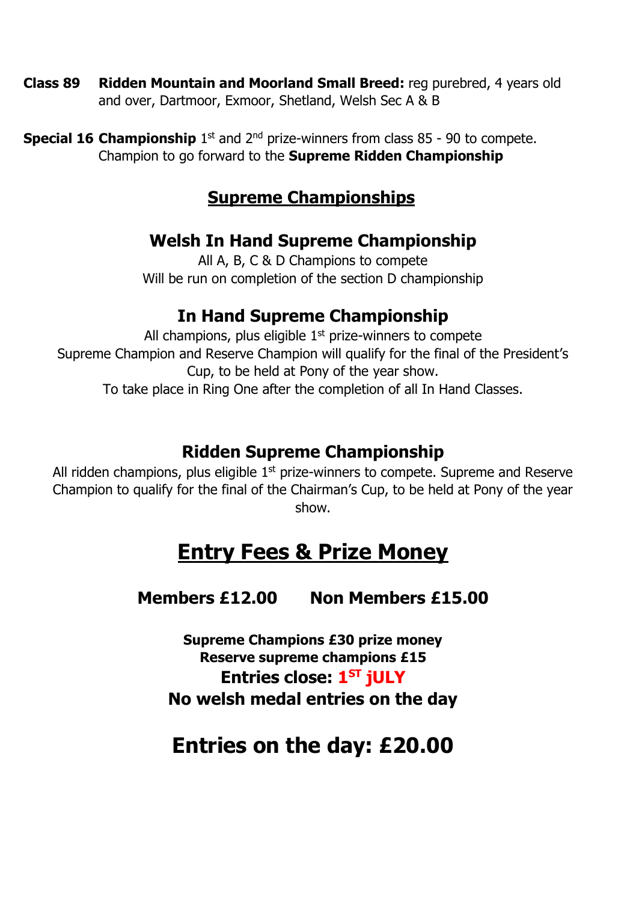**Class 89** **Ridden Mountain and Moorland Small Breed:** reg purebred, 4 years old and over, Dartmoor, Exmoor, Shetland, Welsh Sec A & B

**Special 16** **Championship** 1st and 2nd prize-winners from class 85 - 90 to compete. Champion to go forward to the **Supreme Ridden Championship**

## Supreme Championships

### Welsh In Hand Supreme Championship

All A, B, C & D Champions to compete
Will be run on completion of the section D championship

### In Hand Supreme Championship

All champions, plus eligible 1st prize-winners to compete
Supreme Champion and Reserve Champion will qualify for the final of the President's Cup, to be held at Pony of the year show.
To take place in Ring One after the completion of all In Hand Classes.

### Ridden Supreme Championship

All ridden champions, plus eligible 1st prize-winners to compete. Supreme and Reserve Champion to qualify for the final of the Chairman's Cup, to be held at Pony of the year show.

## Entry Fees & Prize Money

**Members £12.00 Non Members £15.00**

**Supreme Champions £30 prize money**
**Reserve supreme champions £15**
**Entries close: 1ST jULY**
**No welsh medal entries on the day**

## Entries on the day: £20.00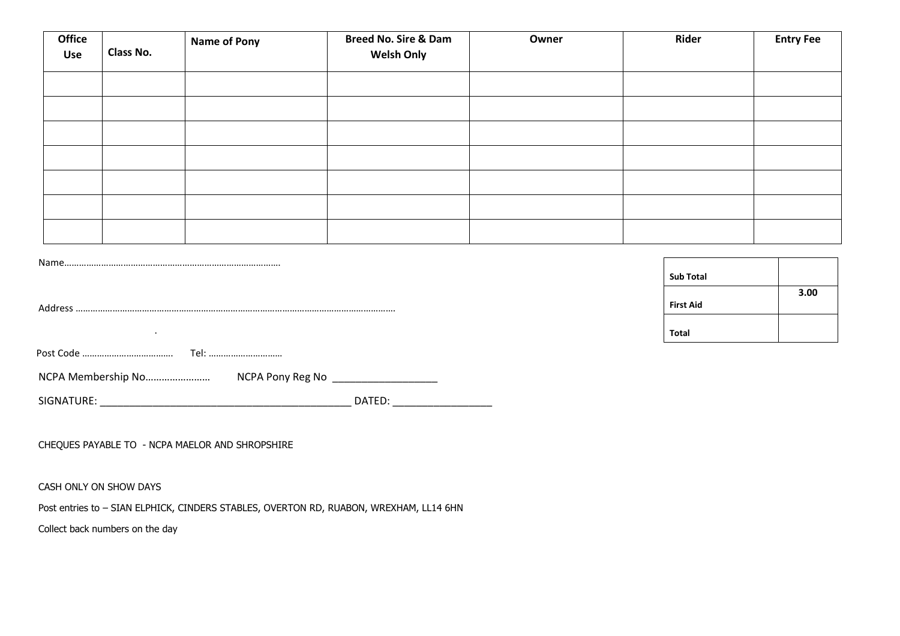| Office Use | Class No. | Name of Pony | Breed No. Sire & Dam Welsh Only | Owner | Rider | Entry Fee |
|---|---|---|---|---|---|---|
| | | | | | | |
| | | | | | | |
| | | | | | | |
| | | | | | | |
| | | | | | | |
| | | | | | | |
| | | | | | | |

Name…………………………………………………………………………….

Address ………………………………………………………………………………………………………………

.

Post Code ………………………………. Tel: ………………………..

NCPA Membership No…………………… NCPA Pony Reg No __________________

SIGNATURE: ____________________________________________ DATED: _________________

| | |
|---|---|
| **Sub Total** | |
| **First Aid** | **3.00** |
| **Total** | |

CHEQUES PAYABLE TO - NCPA MAELOR AND SHROPSHIRE

CASH ONLY ON SHOW DAYS

Post entries to – SIAN ELPHICK, CINDERS STABLES, OVERTON RD, RUABON, WREXHAM, LL14 6HN

Collect back numbers on the day